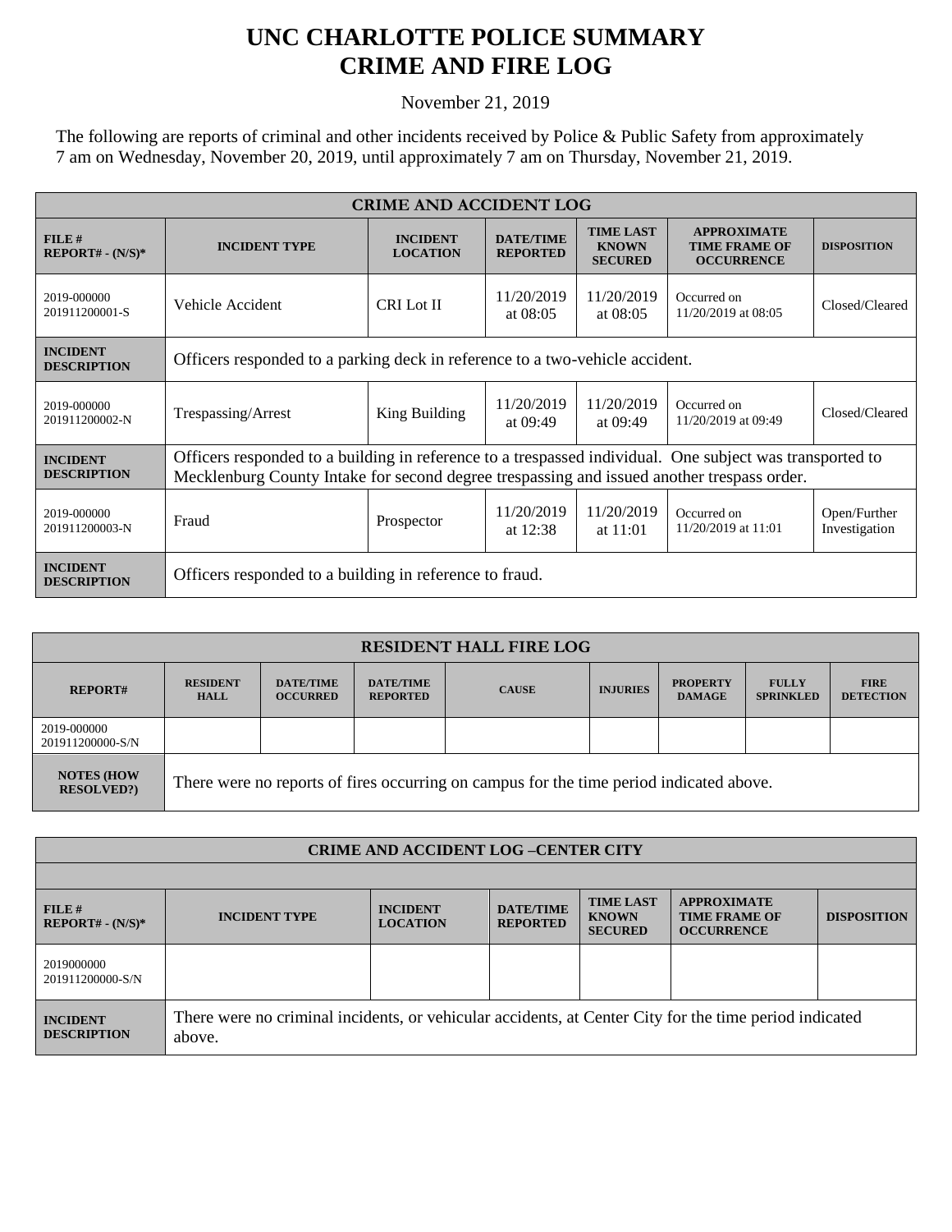# UNC CHARLOTTE POLICE SUMMARY
# CRIME AND FIRE LOG

November 21, 2019

The following are reports of criminal and other incidents received by Police & Public Safety from approximately 7 am on Wednesday, November 20, 2019, until approximately 7 am on Thursday, November 21, 2019.

| CRIME AND ACCIDENT LOG | | | | | | |
|---|---|---|---|---|---|---|
| **FILE # REPORT# - (N/S)*** | **INCIDENT TYPE** | **INCIDENT LOCATION** | **DATE/TIME REPORTED** | **TIME LAST KNOWN SECURED** | **APPROXIMATE TIME FRAME OF OCCURRENCE** | **DISPOSITION** |
| 2019-000000 201911200001-S | Vehicle Accident | CRI Lot II | 11/20/2019 at 08:05 | 11/20/2019 at 08:05 | Occurred on 11/20/2019 at 08:05 | Closed/Cleared |
| **INCIDENT DESCRIPTION** | Officers responded to a parking deck in reference to a two-vehicle accident. | | | | | |
| 2019-000000 201911200002-N | Trespassing/Arrest | King Building | 11/20/2019 at 09:49 | 11/20/2019 at 09:49 | Occurred on 11/20/2019 at 09:49 | Closed/Cleared |
| **INCIDENT DESCRIPTION** | Officers responded to a building in reference to a trespassed individual. One subject was transported to Mecklenburg County Intake for second degree trespassing and issued another trespass order. | | | | | |
| 2019-000000 201911200003-N | Fraud | Prospector | 11/20/2019 at 12:38 | 11/20/2019 at 11:01 | Occurred on 11/20/2019 at 11:01 | Open/Further Investigation |
| **INCIDENT DESCRIPTION** | Officers responded to a building in reference to fraud. | | | | | |

| RESIDENT HALL FIRE LOG | | | | | | | | |
|---|---|---|---|---|---|---|---|---|
| **REPORT#** | **RESIDENT HALL** | **DATE/TIME OCCURRED** | **DATE/TIME REPORTED** | **CAUSE** | **INJURIES** | **PROPERTY DAMAGE** | **FULLY SPRINKLED** | **FIRE DETECTION** |
| 2019-000000 201911200000-S/N | | | | | | | | |
| **NOTES (HOW RESOLVED?)** | There were no reports of fires occurring on campus for the time period indicated above. | | | | | | | |

| CRIME AND ACCIDENT LOG –CENTER CITY | | | | | | |
|---|---|---|---|---|---|---|
| **FILE # REPORT# - (N/S)*** | **INCIDENT TYPE** | **INCIDENT LOCATION** | **DATE/TIME REPORTED** | **TIME LAST KNOWN SECURED** | **APPROXIMATE TIME FRAME OF OCCURRENCE** | **DISPOSITION** |
| 2019000000 201911200000-S/N | | | | | | |
| **INCIDENT DESCRIPTION** | There were no criminal incidents, or vehicular accidents, at Center City for the time period indicated above. | | | | | |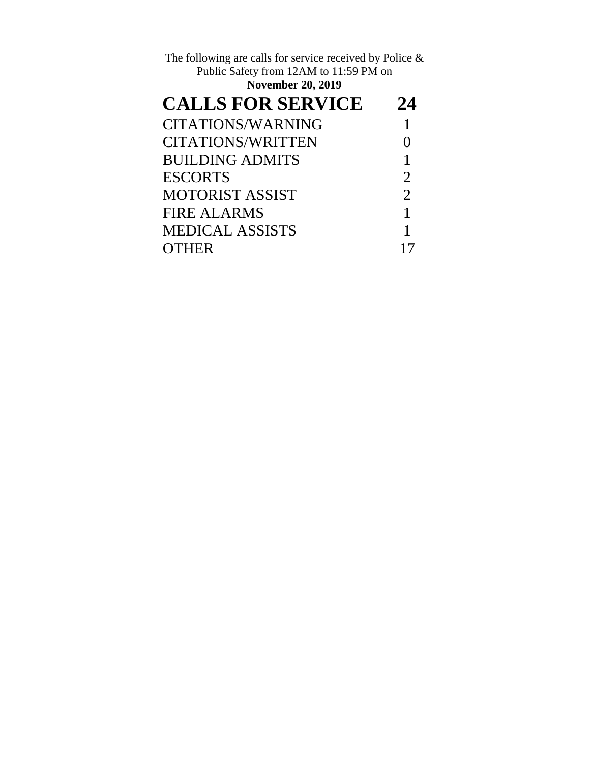The following are calls for service received by Police & Public Safety from 12AM to 11:59 PM on

**November 20, 2019**

| | |
|---|---|
| **CALLS FOR SERVICE** | **24** |
| CITATIONS/WARNING | 1 |
| CITATIONS/WRITTEN | 0 |
| BUILDING ADMITS | 1 |
| ESCORTS | 2 |
| MOTORIST ASSIST | 2 |
| FIRE ALARMS | 1 |
| MEDICAL ASSISTS | 1 |
| OTHER | 17 |